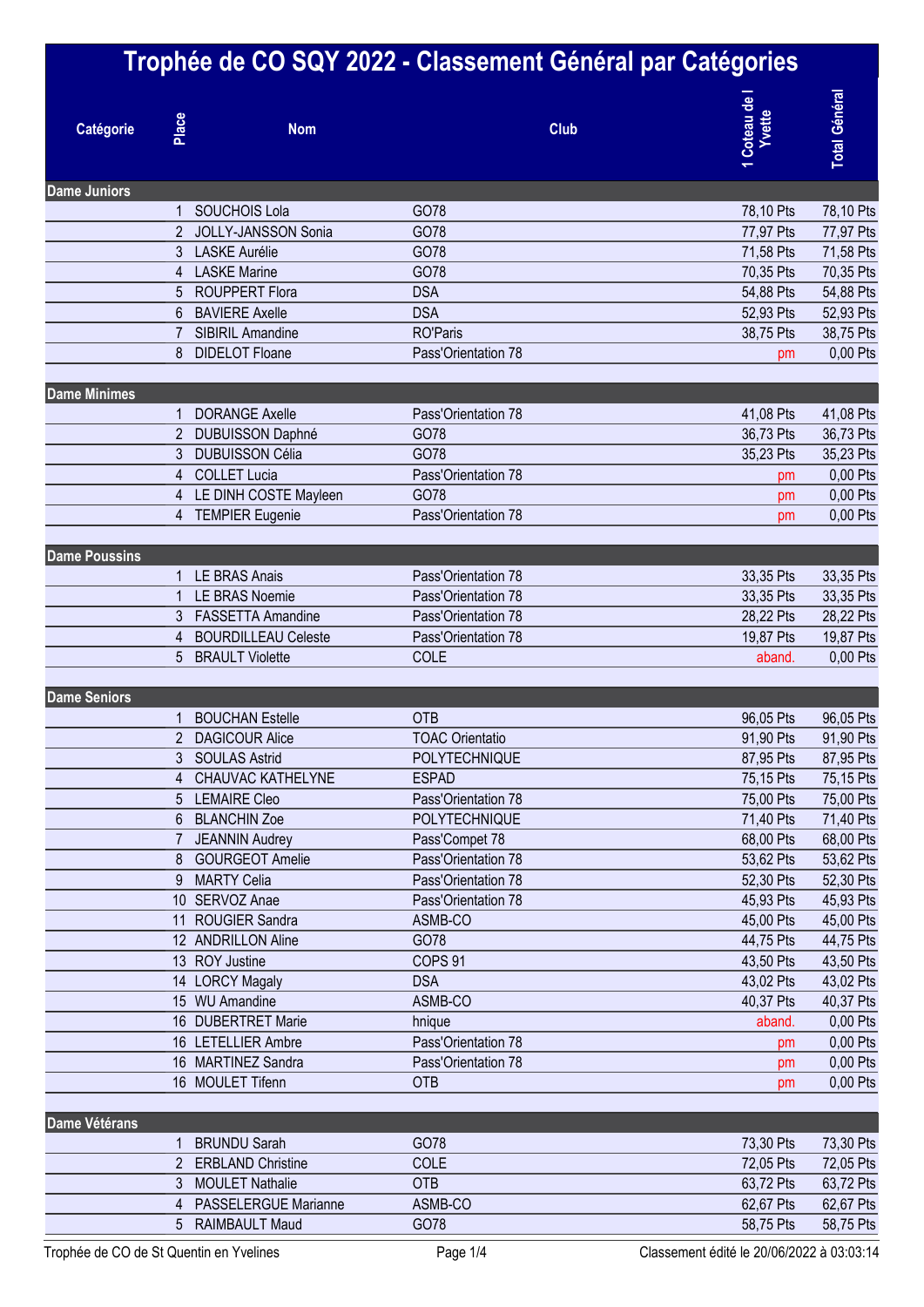# Trophée de CO SQY 2022 - Classement Général par Catégories

| Catégorie | Place | Nom | Club | 1 Coteau de l Yvette | Total Général |
|---|---|---|---|---|---|
| **Dame Juniors** | | | | | |
| | 1 | SOUCHOIS Lola | GO78 | 78,10 Pts | 78,10 Pts |
| | 2 | JOLLY-JANSSON Sonia | GO78 | 77,97 Pts | 77,97 Pts |
| | 3 | LASKE Aurélie | GO78 | 71,58 Pts | 71,58 Pts |
| | 4 | LASKE Marine | GO78 | 70,35 Pts | 70,35 Pts |
| | 5 | ROUPPERT Flora | DSA | 54,88 Pts | 54,88 Pts |
| | 6 | BAVIERE Axelle | DSA | 52,93 Pts | 52,93 Pts |
| | 7 | SIBIRIL Amandine | RO'Paris | 38,75 Pts | 38,75 Pts |
| | 8 | DIDELOT Floane | Pass'Orientation 78 | pm | 0,00 Pts |
| **Dame Minimes** | | | | | |
| | 1 | DORANGE Axelle | Pass'Orientation 78 | 41,08 Pts | 41,08 Pts |
| | 2 | DUBUISSON Daphné | GO78 | 36,73 Pts | 36,73 Pts |
| | 3 | DUBUISSON Célia | GO78 | 35,23 Pts | 35,23 Pts |
| | 4 | COLLET Lucia | Pass'Orientation 78 | pm | 0,00 Pts |
| | 4 | LE DINH COSTE Mayleen | GO78 | pm | 0,00 Pts |
| | 4 | TEMPIER Eugenie | Pass'Orientation 78 | pm | 0,00 Pts |
| **Dame Poussins** | | | | | |
| | 1 | LE BRAS Anais | Pass'Orientation 78 | 33,35 Pts | 33,35 Pts |
| | 1 | LE BRAS Noemie | Pass'Orientation 78 | 33,35 Pts | 33,35 Pts |
| | 3 | FASSETTA Amandine | Pass'Orientation 78 | 28,22 Pts | 28,22 Pts |
| | 4 | BOURDILLEAU Celeste | Pass'Orientation 78 | 19,87 Pts | 19,87 Pts |
| | 5 | BRAULT Violette | COLE | aband. | 0,00 Pts |
| **Dame Seniors** | | | | | |
| | 1 | BOUCHAN Estelle | OTB | 96,05 Pts | 96,05 Pts |
| | 2 | DAGICOUR Alice | TOAC Orientatio | 91,90 Pts | 91,90 Pts |
| | 3 | SOULAS Astrid | POLYTECHNIQUE | 87,95 Pts | 87,95 Pts |
| | 4 | CHAUVAC KATHELYNE | ESPAD | 75,15 Pts | 75,15 Pts |
| | 5 | LEMAIRE Cleo | Pass'Orientation 78 | 75,00 Pts | 75,00 Pts |
| | 6 | BLANCHIN Zoe | POLYTECHNIQUE | 71,40 Pts | 71,40 Pts |
| | 7 | JEANNIN Audrey | Pass'Compet 78 | 68,00 Pts | 68,00 Pts |
| | 8 | GOURGEOT Amelie | Pass'Orientation 78 | 53,62 Pts | 53,62 Pts |
| | 9 | MARTY Celia | Pass'Orientation 78 | 52,30 Pts | 52,30 Pts |
| | 10 | SERVOZ Anae | Pass'Orientation 78 | 45,93 Pts | 45,93 Pts |
| | 11 | ROUGIER Sandra | ASMB-CO | 45,00 Pts | 45,00 Pts |
| | 12 | ANDRILLON Aline | GO78 | 44,75 Pts | 44,75 Pts |
| | 13 | ROY Justine | COPS 91 | 43,50 Pts | 43,50 Pts |
| | 14 | LORCY Magaly | DSA | 43,02 Pts | 43,02 Pts |
| | 15 | WU Amandine | ASMB-CO | 40,37 Pts | 40,37 Pts |
| | 16 | DUBERTRET Marie | hnique | aband. | 0,00 Pts |
| | 16 | LETELLIER Ambre | Pass'Orientation 78 | pm | 0,00 Pts |
| | 16 | MARTINEZ Sandra | Pass'Orientation 78 | pm | 0,00 Pts |
| | 16 | MOULET Tifenn | OTB | pm | 0,00 Pts |
| **Dame Vétérans** | | | | | |
| | 1 | BRUNDU Sarah | GO78 | 73,30 Pts | 73,30 Pts |
| | 2 | ERBLAND Christine | COLE | 72,05 Pts | 72,05 Pts |
| | 3 | MOULET Nathalie | OTB | 63,72 Pts | 63,72 Pts |
| | 4 | PASSELERGUE Marianne | ASMB-CO | 62,67 Pts | 62,67 Pts |
| | 5 | RAIMBAULT Maud | GO78 | 58,75 Pts | 58,75 Pts |

Trophée de CO de St Quentin en Yvelines — Classement édité le 20/06/2022 à 03:03:14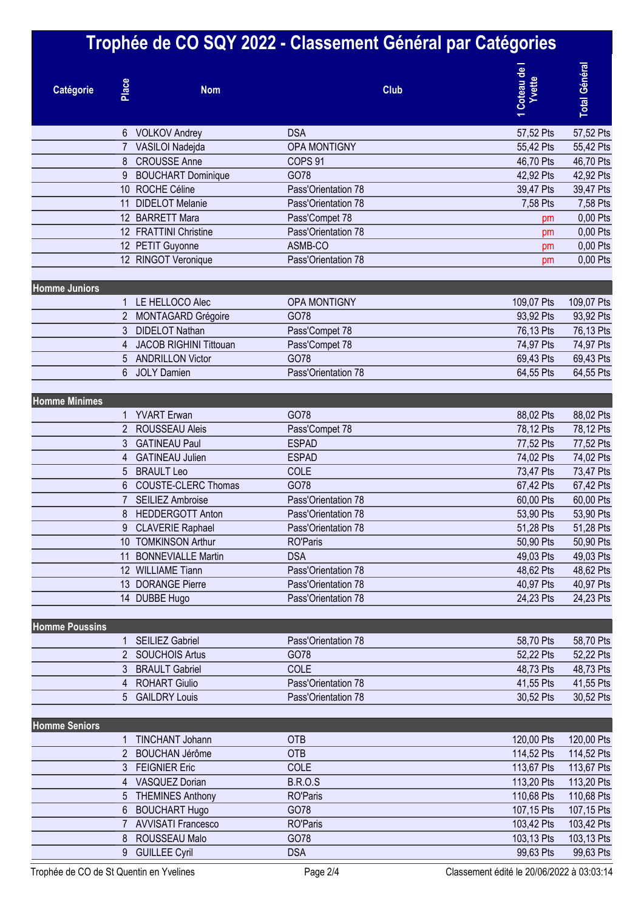# Trophée de CO SQY 2022 - Classement Général par Catégories

| Catégorie | Place | Nom | Club | 1 Coteau de l Yvette | Total Général |
|---|---|---|---|---|---|
| | 6 | VOLKOV Andrey | DSA | 57,52 Pts | 57,52 Pts |
| | 7 | VASILOI Nadejda | OPA MONTIGNY | 55,42 Pts | 55,42 Pts |
| | 8 | CROUSSE Anne | COPS 91 | 46,70 Pts | 46,70 Pts |
| | 9 | BOUCHART Dominique | GO78 | 42,92 Pts | 42,92 Pts |
| | 10 | ROCHE Céline | Pass'Orientation 78 | 39,47 Pts | 39,47 Pts |
| | 11 | DIDELOT Melanie | Pass'Orientation 78 | 7,58 Pts | 7,58 Pts |
| | 12 | BARRETT Mara | Pass'Compet 78 | pm | 0,00 Pts |
| | 12 | FRATTINI Christine | Pass'Orientation 78 | pm | 0,00 Pts |
| | 12 | PETIT Guyonne | ASMB-CO | pm | 0,00 Pts |
| | 12 | RINGOT Veronique | Pass'Orientation 78 | pm | 0,00 Pts |
| **Homme Juniors** | | | | | |
| | 1 | LE HELLOCO Alec | OPA MONTIGNY | 109,07 Pts | 109,07 Pts |
| | 2 | MONTAGARD Grégoire | GO78 | 93,92 Pts | 93,92 Pts |
| | 3 | DIDELOT Nathan | Pass'Compet 78 | 76,13 Pts | 76,13 Pts |
| | 4 | JACOB RIGHINI Tittouan | Pass'Compet 78 | 74,97 Pts | 74,97 Pts |
| | 5 | ANDRILLON Victor | GO78 | 69,43 Pts | 69,43 Pts |
| | 6 | JOLY Damien | Pass'Orientation 78 | 64,55 Pts | 64,55 Pts |
| **Homme Minimes** | | | | | |
| | 1 | YVART Erwan | GO78 | 88,02 Pts | 88,02 Pts |
| | 2 | ROUSSEAU Aleis | Pass'Compet 78 | 78,12 Pts | 78,12 Pts |
| | 3 | GATINEAU Paul | ESPAD | 77,52 Pts | 77,52 Pts |
| | 4 | GATINEAU Julien | ESPAD | 74,02 Pts | 74,02 Pts |
| | 5 | BRAULT Leo | COLE | 73,47 Pts | 73,47 Pts |
| | 6 | COUSTE-CLERC Thomas | GO78 | 67,42 Pts | 67,42 Pts |
| | 7 | SEILIEZ Ambroise | Pass'Orientation 78 | 60,00 Pts | 60,00 Pts |
| | 8 | HEDDERGOTT Anton | Pass'Orientation 78 | 53,90 Pts | 53,90 Pts |
| | 9 | CLAVERIE Raphael | Pass'Orientation 78 | 51,28 Pts | 51,28 Pts |
| | 10 | TOMKINSON Arthur | RO'Paris | 50,90 Pts | 50,90 Pts |
| | 11 | BONNEVIALLE Martin | DSA | 49,03 Pts | 49,03 Pts |
| | 12 | WILLIAME Tiann | Pass'Orientation 78 | 48,62 Pts | 48,62 Pts |
| | 13 | DORANGE Pierre | Pass'Orientation 78 | 40,97 Pts | 40,97 Pts |
| | 14 | DUBBE Hugo | Pass'Orientation 78 | 24,23 Pts | 24,23 Pts |
| **Homme Poussins** | | | | | |
| | 1 | SEILIEZ Gabriel | Pass'Orientation 78 | 58,70 Pts | 58,70 Pts |
| | 2 | SOUCHOIS Artus | GO78 | 52,22 Pts | 52,22 Pts |
| | 3 | BRAULT Gabriel | COLE | 48,73 Pts | 48,73 Pts |
| | 4 | ROHART Giulio | Pass'Orientation 78 | 41,55 Pts | 41,55 Pts |
| | 5 | GAILDRY Louis | Pass'Orientation 78 | 30,52 Pts | 30,52 Pts |
| **Homme Seniors** | | | | | |
| | 1 | TINCHANT Johann | OTB | 120,00 Pts | 120,00 Pts |
| | 2 | BOUCHAN Jérôme | OTB | 114,52 Pts | 114,52 Pts |
| | 3 | FEIGNIER Eric | COLE | 113,67 Pts | 113,67 Pts |
| | 4 | VASQUEZ Dorian | B.R.O.S | 113,20 Pts | 113,20 Pts |
| | 5 | THEMINES Anthony | RO'Paris | 110,68 Pts | 110,68 Pts |
| | 6 | BOUCHART Hugo | GO78 | 107,15 Pts | 107,15 Pts |
| | 7 | AVVISATI Francesco | RO'Paris | 103,42 Pts | 103,42 Pts |
| | 8 | ROUSSEAU Malo | GO78 | 103,13 Pts | 103,13 Pts |
| | 9 | GUILLEE Cyril | DSA | 99,63 Pts | 99,63 Pts |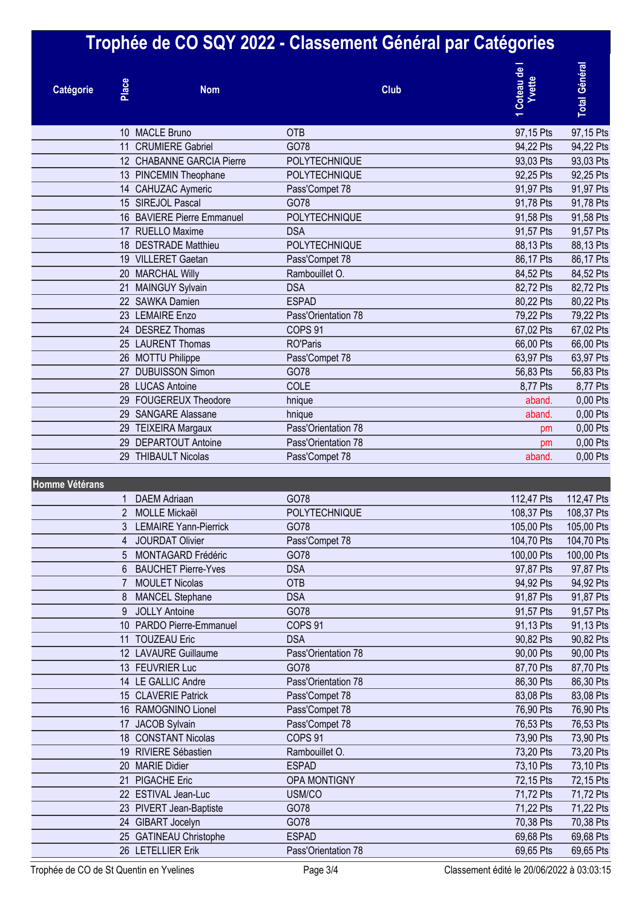# Trophée de CO SQY 2022 - Classement Général par Catégories

| Catégorie | Place | Nom | Club | 1 Coteau de l Yvette | Total Général |
|---|---|---|---|---|---|
| | 10 | MACLE Bruno | OTB | 97,15 Pts | 97,15 Pts |
| | 11 | CRUMIERE Gabriel | GO78 | 94,22 Pts | 94,22 Pts |
| | 12 | CHABANNE GARCIA Pierre | POLYTECHNIQUE | 93,03 Pts | 93,03 Pts |
| | 13 | PINCEMIN Theophane | POLYTECHNIQUE | 92,25 Pts | 92,25 Pts |
| | 14 | CAHUZAC Aymeric | Pass'Compet 78 | 91,97 Pts | 91,97 Pts |
| | 15 | SIREJOL Pascal | GO78 | 91,78 Pts | 91,78 Pts |
| | 16 | BAVIERE Pierre Emmanuel | POLYTECHNIQUE | 91,58 Pts | 91,58 Pts |
| | 17 | RUELLO Maxime | DSA | 91,57 Pts | 91,57 Pts |
| | 18 | DESTRADE Matthieu | POLYTECHNIQUE | 88,13 Pts | 88,13 Pts |
| | 19 | VILLERET Gaetan | Pass'Compet 78 | 86,17 Pts | 86,17 Pts |
| | 20 | MARCHAL Willy | Rambouillet O. | 84,52 Pts | 84,52 Pts |
| | 21 | MAINGUY Sylvain | DSA | 82,72 Pts | 82,72 Pts |
| | 22 | SAWKA Damien | ESPAD | 80,22 Pts | 80,22 Pts |
| | 23 | LEMAIRE Enzo | Pass'Orientation 78 | 79,22 Pts | 79,22 Pts |
| | 24 | DESREZ Thomas | COPS 91 | 67,02 Pts | 67,02 Pts |
| | 25 | LAURENT Thomas | RO'Paris | 66,00 Pts | 66,00 Pts |
| | 26 | MOTTU Philippe | Pass'Compet 78 | 63,97 Pts | 63,97 Pts |
| | 27 | DUBUISSON Simon | GO78 | 56,83 Pts | 56,83 Pts |
| | 28 | LUCAS Antoine | COLE | 8,77 Pts | 8,77 Pts |
| | 29 | FOUGEREUX Theodore | hnique | aband. | 0,00 Pts |
| | 29 | SANGARE Alassane | hnique | aband. | 0,00 Pts |
| | 29 | TEIXEIRA Margaux | Pass'Orientation 78 | pm | 0,00 Pts |
| | 29 | DEPARTOUT Antoine | Pass'Orientation 78 | pm | 0,00 Pts |
| | 29 | THIBAULT Nicolas | Pass'Compet 78 | aband. | 0,00 Pts |
| **Homme Vétérans** | | | | | |
| | 1 | DAEM Adriaan | GO78 | 112,47 Pts | 112,47 Pts |
| | 2 | MOLLE Mickaël | POLYTECHNIQUE | 108,37 Pts | 108,37 Pts |
| | 3 | LEMAIRE Yann-Pierrick | GO78 | 105,00 Pts | 105,00 Pts |
| | 4 | JOURDAT Olivier | Pass'Compet 78 | 104,70 Pts | 104,70 Pts |
| | 5 | MONTAGARD Frédéric | GO78 | 100,00 Pts | 100,00 Pts |
| | 6 | BAUCHET Pierre-Yves | DSA | 97,87 Pts | 97,87 Pts |
| | 7 | MOULET Nicolas | OTB | 94,92 Pts | 94,92 Pts |
| | 8 | MANCEL Stephane | DSA | 91,87 Pts | 91,87 Pts |
| | 9 | JOLLY Antoine | GO78 | 91,57 Pts | 91,57 Pts |
| | 10 | PARDO Pierre-Emmanuel | COPS 91 | 91,13 Pts | 91,13 Pts |
| | 11 | TOUZEAU Eric | DSA | 90,82 Pts | 90,82 Pts |
| | 12 | LAVAURE Guillaume | Pass'Orientation 78 | 90,00 Pts | 90,00 Pts |
| | 13 | FEUVRIER Luc | GO78 | 87,70 Pts | 87,70 Pts |
| | 14 | LE GALLIC Andre | Pass'Orientation 78 | 86,30 Pts | 86,30 Pts |
| | 15 | CLAVERIE Patrick | Pass'Compet 78 | 83,08 Pts | 83,08 Pts |
| | 16 | RAMOGNINO Lionel | Pass'Compet 78 | 76,90 Pts | 76,90 Pts |
| | 17 | JACOB Sylvain | Pass'Compet 78 | 76,53 Pts | 76,53 Pts |
| | 18 | CONSTANT Nicolas | COPS 91 | 73,90 Pts | 73,90 Pts |
| | 19 | RIVIERE Sébastien | Rambouillet O. | 73,20 Pts | 73,20 Pts |
| | 20 | MARIE Didier | ESPAD | 73,10 Pts | 73,10 Pts |
| | 21 | PIGACHE Eric | OPA MONTIGNY | 72,15 Pts | 72,15 Pts |
| | 22 | ESTIVAL Jean-Luc | USM/CO | 71,72 Pts | 71,72 Pts |
| | 23 | PIVERT Jean-Baptiste | GO78 | 71,22 Pts | 71,22 Pts |
| | 24 | GIBART Jocelyn | GO78 | 70,38 Pts | 70,38 Pts |
| | 25 | GATINEAU Christophe | ESPAD | 69,68 Pts | 69,68 Pts |
| | 26 | LETELLIER Erik | Pass'Orientation 78 | 69,65 Pts | 69,65 Pts |

Trophée de CO de St Quentin en Yvelines — Classement édité le 20/06/2022 à 03:03:15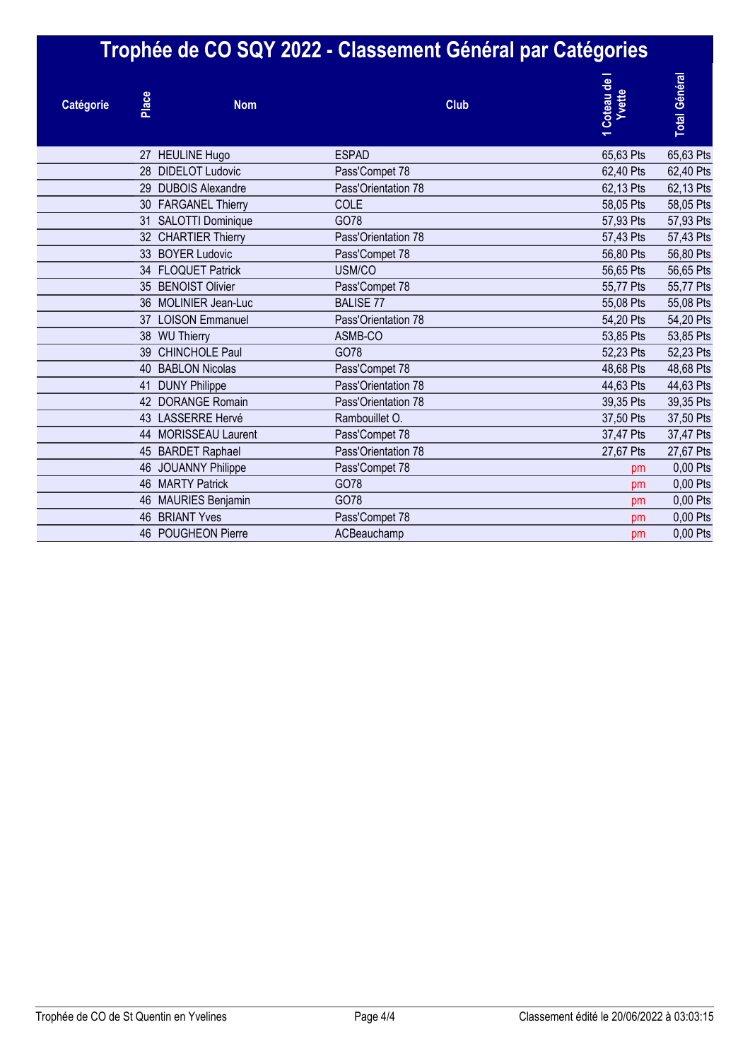# Trophée de CO SQY 2022 - Classement Général par Catégories

| Catégorie | Place | Nom | Club | 1 Coteau de l Yvette | Total Général |
|---|---|---|---|---|---|
| | 27 | HEULINE Hugo | ESPAD | 65,63 Pts | 65,63 Pts |
| | 28 | DIDELOT Ludovic | Pass'Compet 78 | 62,40 Pts | 62,40 Pts |
| | 29 | DUBOIS Alexandre | Pass'Orientation 78 | 62,13 Pts | 62,13 Pts |
| | 30 | FARGANEL Thierry | COLE | 58,05 Pts | 58,05 Pts |
| | 31 | SALOTTI Dominique | GO78 | 57,93 Pts | 57,93 Pts |
| | 32 | CHARTIER Thierry | Pass'Orientation 78 | 57,43 Pts | 57,43 Pts |
| | 33 | BOYER Ludovic | Pass'Compet 78 | 56,80 Pts | 56,80 Pts |
| | 34 | FLOQUET Patrick | USM/CO | 56,65 Pts | 56,65 Pts |
| | 35 | BENOIST Olivier | Pass'Compet 78 | 55,77 Pts | 55,77 Pts |
| | 36 | MOLINIER Jean-Luc | BALISE 77 | 55,08 Pts | 55,08 Pts |
| | 37 | LOISON Emmanuel | Pass'Orientation 78 | 54,20 Pts | 54,20 Pts |
| | 38 | WU Thierry | ASMB-CO | 53,85 Pts | 53,85 Pts |
| | 39 | CHINCHOLE Paul | GO78 | 52,23 Pts | 52,23 Pts |
| | 40 | BABLON Nicolas | Pass'Compet 78 | 48,68 Pts | 48,68 Pts |
| | 41 | DUNY Philippe | Pass'Orientation 78 | 44,63 Pts | 44,63 Pts |
| | 42 | DORANGE Romain | Pass'Orientation 78 | 39,35 Pts | 39,35 Pts |
| | 43 | LASSERRE Hervé | Rambouillet O. | 37,50 Pts | 37,50 Pts |
| | 44 | MORISSEAU Laurent | Pass'Compet 78 | 37,47 Pts | 37,47 Pts |
| | 45 | BARDET Raphael | Pass'Orientation 78 | 27,67 Pts | 27,67 Pts |
| | 46 | JOUANNY Philippe | Pass'Compet 78 | pm | 0,00 Pts |
| | 46 | MARTY Patrick | GO78 | pm | 0,00 Pts |
| | 46 | MAURIES Benjamin | GO78 | pm | 0,00 Pts |
| | 46 | BRIANT Yves | Pass'Compet 78 | pm | 0,00 Pts |
| | 46 | POUGHEON Pierre | ACBeauchamp | pm | 0,00 Pts |

Classement édité le 20/06/2022 à 03:03:15